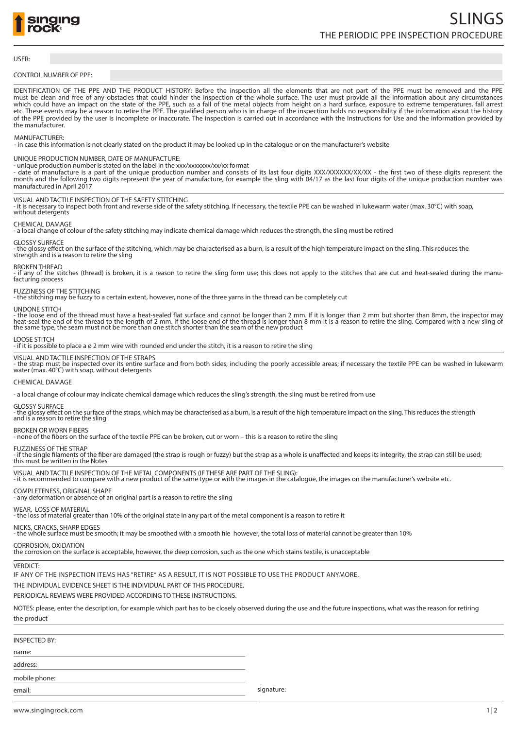# SLINGS

## THE PERIODIC PPE INSPECTION PROCEDURE

USER:

CONTROL NUMBER OF PPE:

IDENTIFICATION OF THE PPE AND THE PRODUCT HISTORY: Before the inspection all the elements that are not part of the PPE must be removed and the PPE must be clean and free of any obstacles that could hinder the inspection of the whole surface. The user must provide all the information about any circumstances which could have an impact on the state of the PPE, such as a fall of the metal objects from height on a hard surface, exposure to extreme temperatures, fall arrest etc. These events may be a reason to retire the PPE. The qualified person who is in charge of the inspection holds no responsibility if the information about the history of the PPE provided by the user is incomplete or inaccurate. The inspection is carried out in accordance with the Instructions for Use and the information provided by the manufacturer.

MANUFACTURER:
- in case this information is not clearly stated on the product it may be looked up in the catalogue or on the manufacturer's website

UNIQUE PRODUCTION NUMBER, DATE OF MANUFACTURE:
- unique production number is stated on the label in the xxx/xxxxxxx/xx/xx format
- date of manufacture is a part of the unique production number and consists of its last four digits XXX/XXXXXX/XX/XX - the first two of these digits represent the month and the following two digits represent the year of manufacture, for example the sling with 04/17 as the last four digits of the unique production number was manufactured in April 2017

---

VISUAL AND TACTILE INSPECTION OF THE SAFETY STITCHING
- it is necessary to inspect both front and reverse side of the safety stitching. If necessary, the textile PPE can be washed in lukewarm water (max. 30°C) with soap, without detergents

CHEMICAL DAMAGE
- a local change of colour of the safety stitching may indicate chemical damage which reduces the strength, the sling must be retired

GLOSSY SURFACE
- the glossy effect on the surface of the stitching, which may be characterised as a burn, is a result of the high temperature impact on the sling. This reduces the strength and is a reason to retire the sling

BROKEN THREAD
- if any of the stitches (thread) is broken, it is a reason to retire the sling form use; this does not apply to the stitches that are cut and heat-sealed during the manufacturing process

FUZZINESS OF THE STITCHING
- the stitching may be fuzzy to a certain extent, however, none of the three yarns in the thread can be completely cut

UNDONE STITCH
- the loose end of the thread must have a heat-sealed flat surface and cannot be longer than 2 mm. If it is longer than 2 mm but shorter than 8mm, the inspector may heat-seal the end of the thread to the length of 2 mm. If the loose end of the thread is longer than 8 mm it is a reason to retire the sling. Compared with a new sling of the same type, the seam must not be more than one stitch shorter than the seam of the new product

LOOSE STITCH
- if it is possible to place a ø 2 mm wire with rounded end under the stitch, it is a reason to retire the sling

---

VISUAL AND TACTILE INSPECTION OF THE STRAPS
- the strap must be inspected over its entire surface and from both sides, including the poorly accessible areas; if necessary the textile PPE can be washed in lukewarm water (max. 40°C) with soap, without detergents

CHEMICAL DAMAGE

- a local change of colour may indicate chemical damage which reduces the sling's strength, the sling must be retired from use

GLOSSY SURFACE
- the glossy effect on the surface of the straps, which may be characterised as a burn, is a result of the high temperature impact on the sling. This reduces the strength and is a reason to retire the sling

BROKEN OR WORN FIBERS
- none of the fibers on the surface of the textile PPE can be broken, cut or worn – this is a reason to retire the sling

FUZZINESS OF THE STRAP
- if the single filaments of the fiber are damaged (the strap is rough or fuzzy) but the strap as a whole is unaffected and keeps its integrity, the strap can still be used; this must be written in the Notes

---

VISUAL AND TACTILE INSPECTION OF THE METAL COMPONENTS (IF THESE ARE PART OF THE SLING):
- it is recommended to compare with a new product of the same type or with the images in the catalogue, the images on the manufacturer's website etc.

COMPLETENESS, ORIGINAL SHAPE
- any deformation or absence of an original part is a reason to retire the sling

WEAR, LOSS OF MATERIAL
- the loss of material greater than 10% of the original state in any part of the metal component is a reason to retire it

NICKS, CRACKS, SHARP EDGES
- the whole surface must be smooth; it may be smoothed with a smooth file however, the total loss of material cannot be greater than 10%

CORROSION, OXIDATION
the corrosion on the surface is acceptable, however, the deep corrosion, such as the one which stains textile, is unacceptable

---

VERDICT:

IF ANY OF THE INSPECTION ITEMS HAS "RETIRE" AS A RESULT, IT IS NOT POSSIBLE TO USE THE PRODUCT ANYMORE.

THE INDIVIDUAL EVIDENCE SHEET IS THE INDIVIDUAL PART OF THIS PROCEDURE.

PERIODICAL REVIEWS WERE PROVIDED ACCORDING TO THESE INSTRUCTIONS.

NOTES: please, enter the description, for example which part has to be closely observed during the use and the future inspections, what was the reason for retiring the product

---

INSPECTED BY:

name:

address:

mobile phone:

email:

signature:

www.singingrock.com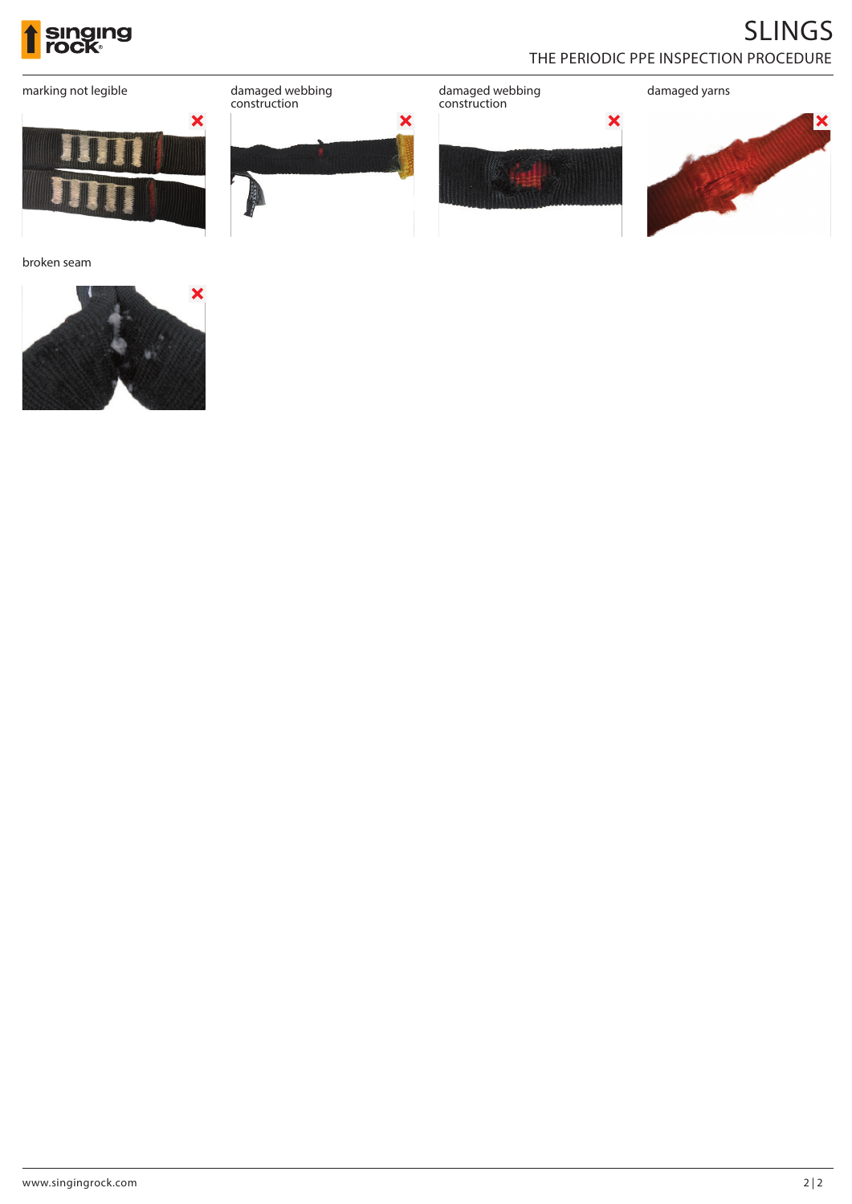marking not legible

damaged webbing construction

damaged webbing construction

damaged yarns

broken seam